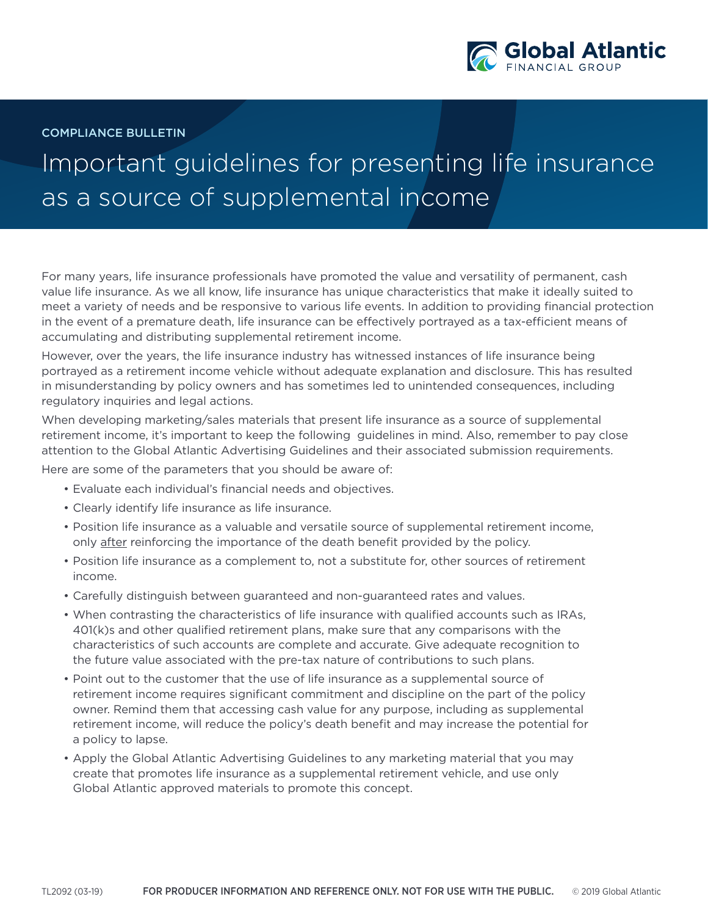Global Atlantic FINANCIAL GROUP

COMPLIANCE BULLETIN

# Important guidelines for presenting life insurance as a source of supplemental income

For many years, life insurance professionals have promoted the value and versatility of permanent, cash value life insurance. As we all know, life insurance has unique characteristics that make it ideally suited to meet a variety of needs and be responsive to various life events. In addition to providing financial protection in the event of a premature death, life insurance can be effectively portrayed as a tax-efficient means of accumulating and distributing supplemental retirement income.

However, over the years, the life insurance industry has witnessed instances of life insurance being portrayed as a retirement income vehicle without adequate explanation and disclosure. This has resulted in misunderstanding by policy owners and has sometimes led to unintended consequences, including regulatory inquiries and legal actions.

When developing marketing/sales materials that present life insurance as a source of supplemental retirement income, it's important to keep the following guidelines in mind. Also, remember to pay close attention to the Global Atlantic Advertising Guidelines and their associated submission requirements.

Here are some of the parameters that you should be aware of:

- Evaluate each individual's financial needs and objectives.
- Clearly identify life insurance as life insurance.
- Position life insurance as a valuable and versatile source of supplemental retirement income, only after reinforcing the importance of the death benefit provided by the policy.
- Position life insurance as a complement to, not a substitute for, other sources of retirement income.
- Carefully distinguish between guaranteed and non-guaranteed rates and values.
- When contrasting the characteristics of life insurance with qualified accounts such as IRAs, 401(k)s and other qualified retirement plans, make sure that any comparisons with the characteristics of such accounts are complete and accurate. Give adequate recognition to the future value associated with the pre-tax nature of contributions to such plans.
- Point out to the customer that the use of life insurance as a supplemental source of retirement income requires significant commitment and discipline on the part of the policy owner. Remind them that accessing cash value for any purpose, including as supplemental retirement income, will reduce the policy's death benefit and may increase the potential for a policy to lapse.
- Apply the Global Atlantic Advertising Guidelines to any marketing material that you may create that promotes life insurance as a supplemental retirement vehicle, and use only Global Atlantic approved materials to promote this concept.

TL2092 (03-19) **FOR PRODUCER INFORMATION AND REFERENCE ONLY. NOT FOR USE WITH THE PUBLIC.** © 2019 Global Atlantic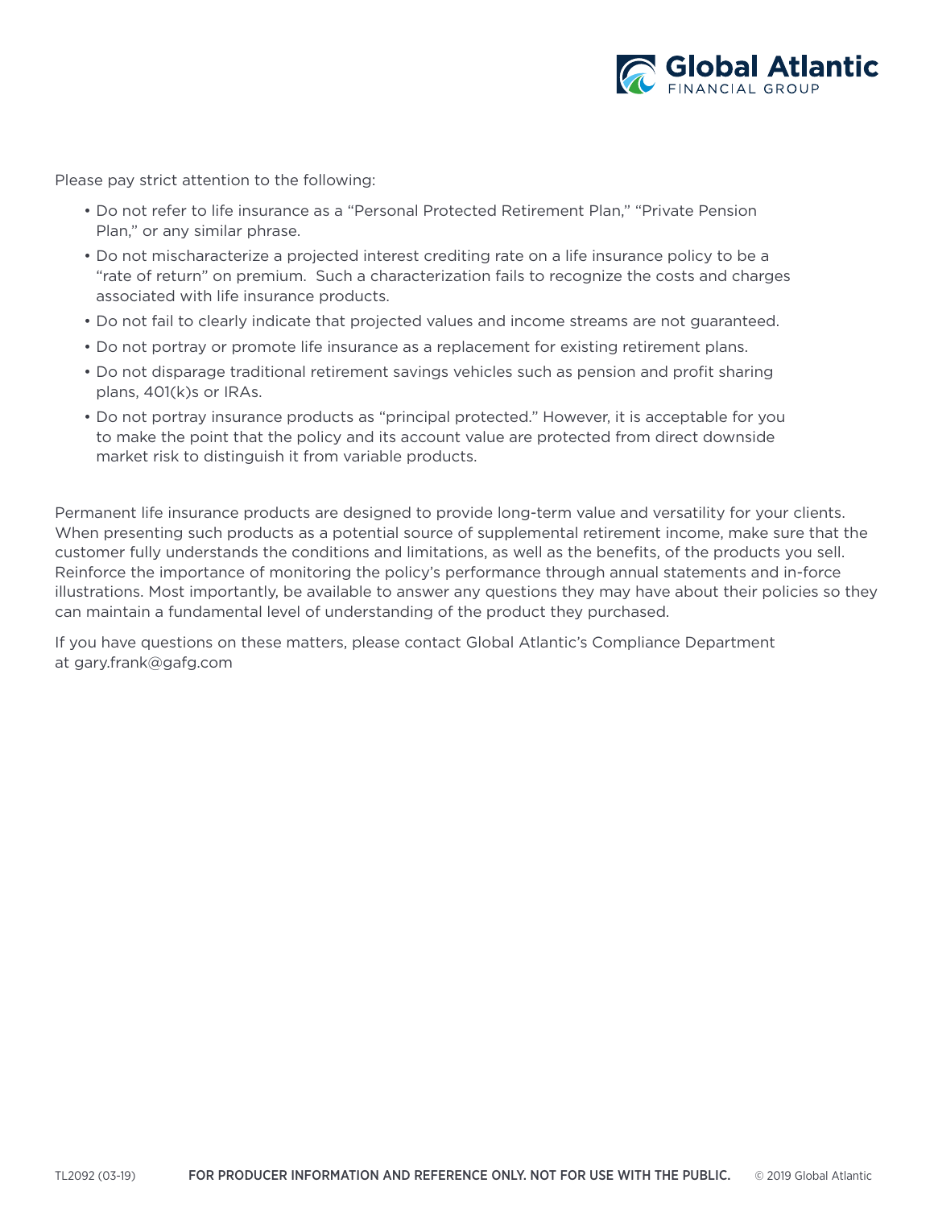Please pay strict attention to the following:

- Do not refer to life insurance as a "Personal Protected Retirement Plan," "Private Pension Plan," or any similar phrase.
- Do not mischaracterize a projected interest crediting rate on a life insurance policy to be a "rate of return" on premium. Such a characterization fails to recognize the costs and charges associated with life insurance products.
- Do not fail to clearly indicate that projected values and income streams are not guaranteed.
- Do not portray or promote life insurance as a replacement for existing retirement plans.
- Do not disparage traditional retirement savings vehicles such as pension and profit sharing plans, 401(k)s or IRAs.
- Do not portray insurance products as "principal protected." However, it is acceptable for you to make the point that the policy and its account value are protected from direct downside market risk to distinguish it from variable products.

Permanent life insurance products are designed to provide long-term value and versatility for your clients. When presenting such products as a potential source of supplemental retirement income, make sure that the customer fully understands the conditions and limitations, as well as the benefits, of the products you sell. Reinforce the importance of monitoring the policy's performance through annual statements and in-force illustrations. Most importantly, be available to answer any questions they may have about their policies so they can maintain a fundamental level of understanding of the product they purchased.

If you have questions on these matters, please contact Global Atlantic's Compliance Department at gary.frank@gafg.com

TL2092 (03-19) **FOR PRODUCER INFORMATION AND REFERENCE ONLY. NOT FOR USE WITH THE PUBLIC.** © 2019 Global Atlantic